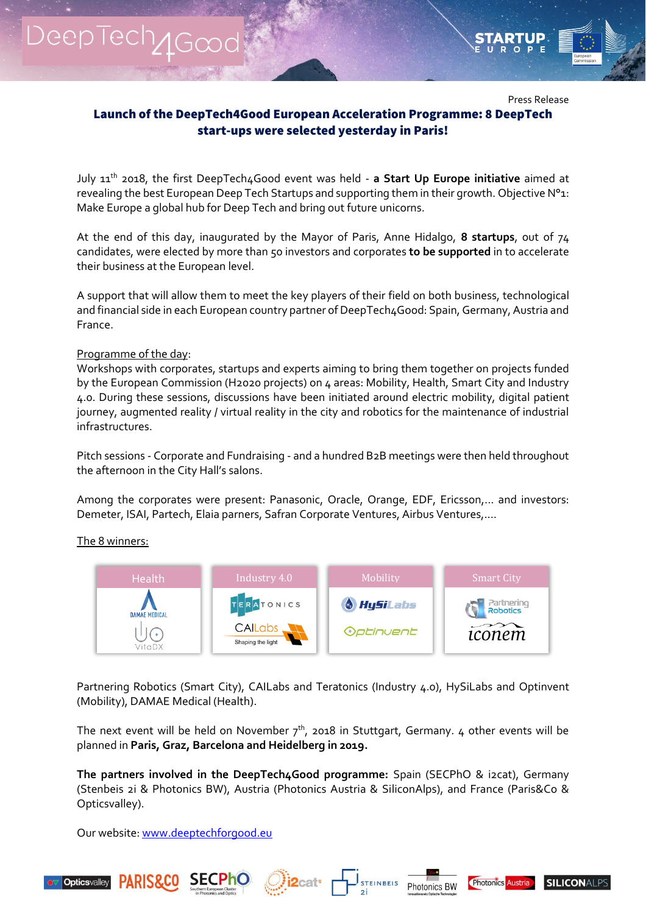Press Release

# Launch of the DeepTech4Good European Acceleration Programme: 8 DeepTech start-ups were selected yesterday in Paris!

July 11th 2018, the first DeepTech4Good event was held - **a Start Up Europe initiative** aimed at revealing the best European Deep Tech Startups and supporting them in their growth. Objective N°1: Make Europe a global hub for Deep Tech and bring out future unicorns.

At the end of this day, inaugurated by the Mayor of Paris, Anne Hidalgo, **8 startups**, out of 74 candidates, were elected by more than 50 investors and corporates **to be supported** in to accelerate their business at the European level.

A support that will allow them to meet the key players of their field on both business, technological and financial side in each European country partner of DeepTech4Good: Spain, Germany, Austria and France.

Programme of the day:
Workshops with corporates, startups and experts aiming to bring them together on projects funded by the European Commission (H2020 projects) on 4 areas: Mobility, Health, Smart City and Industry 4.0. During these sessions, discussions have been initiated around electric mobility, digital patient journey, augmented reality / virtual reality in the city and robotics for the maintenance of industrial infrastructures.

Pitch sessions - Corporate and Fundraising - and a hundred B2B meetings were then held throughout the afternoon in the City Hall's salons.

Among the corporates were present: Panasonic, Oracle, Orange, EDF, Ericsson,... and investors: Demeter, ISAI, Partech, Elaia parners, Safran Corporate Ventures, Airbus Ventures,....

The 8 winners:

| Health | Industry 4.0 | Mobility | Smart City |
| --- | --- | --- | --- |
| DAMAE MEDICAL, VitaDX | TERATONICS, CAILabs | HySiLabs, Optinvent | Partnering Robotics, iconem |

Partnering Robotics (Smart City), CAILabs and Teratonics (Industry 4.0), HySiLabs and Optinvent (Mobility), DAMAE Medical (Health).

The next event will be held on November 7th, 2018 in Stuttgart, Germany. 4 other events will be planned in **Paris, Graz, Barcelona and Heidelberg in 2019.**

**The partners involved in the DeepTech4Good programme:** Spain (SECPhO & i2cat), Germany (Stenbeis 2i & Photonics BW), Austria (Photonics Austria & SiliconAlps), and France (Paris&Co & Opticsvalley).

Our website: www.deeptechforgood.eu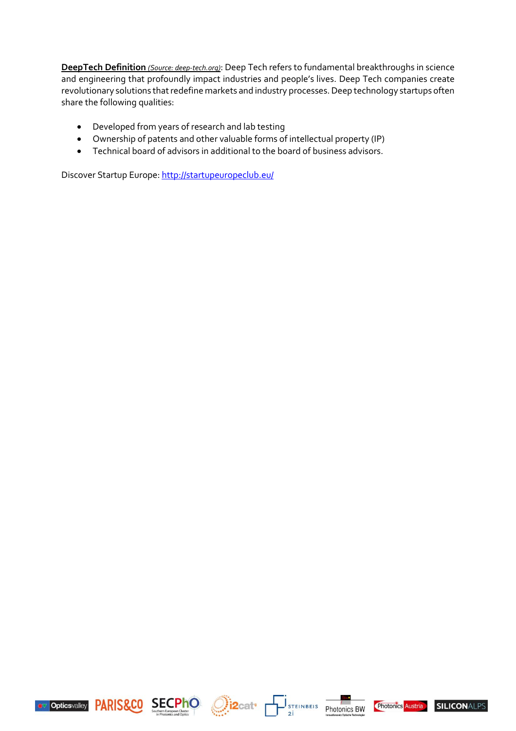**DeepTech Definition** *(Source: deep-tech.org)*: Deep Tech refers to fundamental breakthroughs in science and engineering that profoundly impact industries and people's lives. Deep Tech companies create revolutionary solutions that redefine markets and industry processes. Deep technology startups often share the following qualities:

- Developed from years of research and lab testing
- Ownership of patents and other valuable forms of intellectual property (IP)
- Technical board of advisors in additional to the board of business advisors.

Discover Startup Europe: [http://startupeuropeclub.eu/](http://startupeuropeclub.eu/)